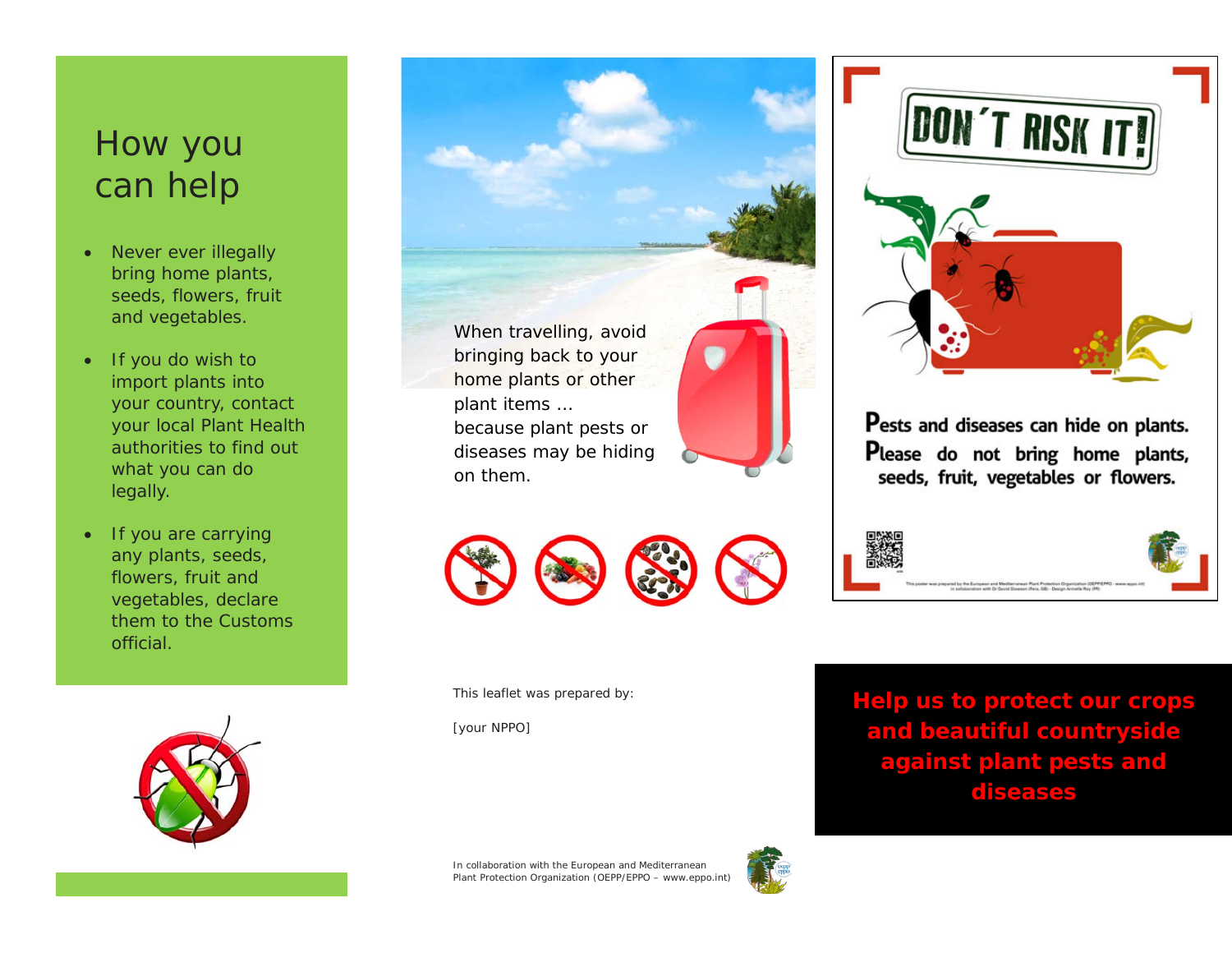# How you can help

- Never ever illegally bring home plants, seeds, flowers, fruit and vegetables.
- If you do wish to import plants into your country, contact your local Plant Health authorities to find out what you can do legally.
- If you are carrying any plants, seeds, flowers, fruit and vegetables, declare them to the Customs official.

When travelling, avoid bringing back to your home plants or other plant items …
because plant pests or diseases may be hiding on them.

This leaflet was prepared by:

[your NPPO]

In collaboration with the European and Mediterranean Plant Protection Organization (OEPP/EPPO – www.eppo.int)

DON'T RISK IT!

Pests and diseases can hide on plants.
Please do not bring home plants, seeds, fruit, vegetables or flowers.

**Help us to protect our crops and beautiful countryside against plant pests and diseases**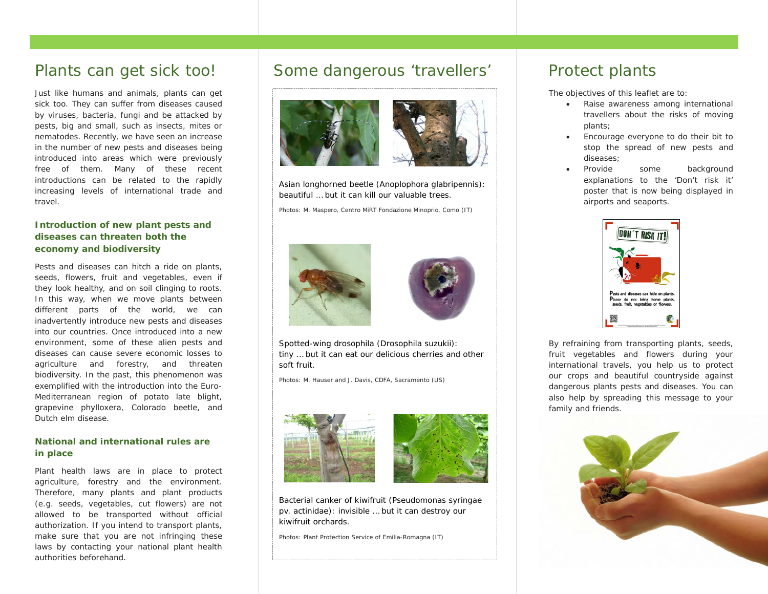# Plants can get sick too!

Just like humans and animals, plants can get sick too. They can suffer from diseases caused by viruses, bacteria, fungi and be attacked by pests, big and small, such as insects, mites or nematodes. Recently, we have seen an increase in the number of new pests and diseases being introduced into areas which were previously free of them. Many of these recent introductions can be related to the rapidly increasing levels of international trade and travel.

### Introduction of new plant pests and diseases can threaten both the economy and biodiversity

Pests and diseases can hitch a ride on plants, seeds, flowers, fruit and vegetables, even if they look healthy, and on soil clinging to roots. In this way, when we move plants between different parts of the world, we can inadvertently introduce new pests and diseases into our countries. Once introduced into a new environment, some of these alien pests and diseases can cause severe economic losses to agriculture and forestry, and threaten biodiversity. In the past, this phenomenon was exemplified with the introduction into the Euro-Mediterranean region of potato late blight, grapevine phylloxera, Colorado beetle, and Dutch elm disease.

### National and international rules are in place

Plant health laws are in place to protect agriculture, forestry and the environment. Therefore, many plants and plant products (e.g. seeds, vegetables, cut flowers) are not allowed to be transported without official authorization. If you intend to transport plants, make sure that you are not infringing these laws by contacting your national plant health authorities beforehand.

# Some dangerous 'travellers'

Asian longhorned beetle (Anoplophora glabripennis): beautiful … but it can kill our valuable trees.

Photos: M. Maspero, Centro MiRT Fondazione Minoprio, Como (IT)

Spotted-wing drosophila (Drosophila suzukii): tiny … but it can eat our delicious cherries and other soft fruit.

Photos: M. Hauser and J. Davis, CDFA, Sacramento (US)

Bacterial canker of kiwifruit (Pseudomonas syringae pv. actinidae): invisible … but it can destroy our kiwifruit orchards.

Photos: Plant Protection Service of Emilia-Romagna (IT)

# Protect plants

The objectives of this leaflet are to:

- Raise awareness among international travellers about the risks of moving plants;
- Encourage everyone to do their bit to stop the spread of new pests and diseases;
- Provide some background explanations to the 'Don't risk it' poster that is now being displayed in airports and seaports.

DON'T RISK IT!

Pests and diseases can hide on plants. Please do not bring home plants, seeds, fruit, vegetables or flowers.

By refraining from transporting plants, seeds, fruit vegetables and flowers during your international travels, you help us to protect our crops and beautiful countryside against dangerous plants pests and diseases. You can also help by spreading this message to your family and friends.